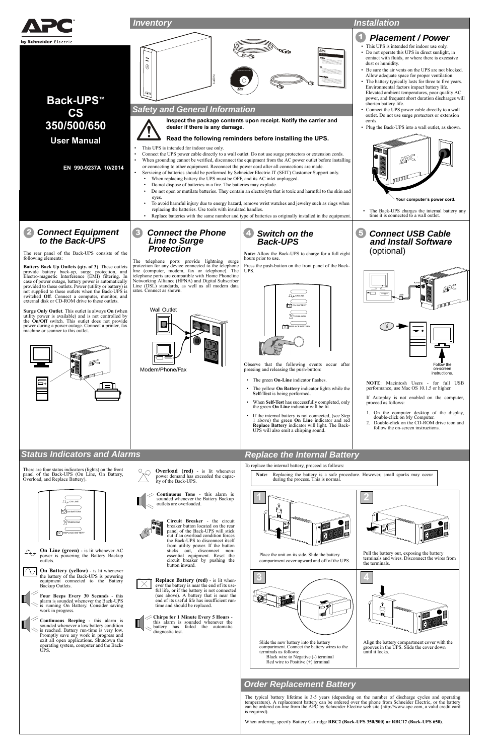APC by Schneider Electric

# Back-UPS™ CS 350/500/650

## User Manual

EN 990-9237A 10/2014

## Inventory

## Safety and General Information

**Inspect the package contents upon receipt. Notify the carrier and dealer if there is any damage.**

**Read the following reminders before installing the UPS.**

- This UPS is intended for indoor use only.
- Connect the UPS power cable directly to a wall outlet. Do not use surge protectors or extension cords.
- When grounding cannot be verified, disconnect the equipment from the AC power outlet before installing or connecting to other equipment. Reconnect the power cord after all connections are made.
- Servicing of batteries should be performed by Schneider Electric IT (SEIT) Customer Support only.
  - When replacing battery the UPS must be OFF, and its AC inlet unplugged.
  - Do not dispose of batteries in a fire. The batteries may explode.
  - Do not open or mutilate batteries. They contain an electrolyte that is toxic and harmful to the skin and eyes.
  - To avoid harmful injury due to energy hazard, remove wrist watches and jewelry such as rings when replacing the batteries. Use tools with insulated handles.
  - Replace batteries with the same number and type of batteries as originally installed in the equipment.

## Installation

### 1 Placement / Power

- This UPS is intended for indoor use only.
- Do not operate this UPS in direct sunlight, in contact with fluids, or where there is excessive dust or humidity.
- Be sure the air vents on the UPS are not blocked. Allow adequate space for proper ventilation.
- The battery typically lasts for three to five years. Environmental factors impact battery life. Elevated ambient temperatures, poor quality AC power, and frequent short duration discharges will shorten battery life.
- Connect the UPS power cable directly to a wall outlet. Do not use surge protectors or extension cords.
- Plug the Back-UPS into a wall outlet, as shown.

**Your computer's power cord.**

- The Back-UPS charges the internal battery any time it is connected to a wall outlet.

### 2 Connect Equipment to the Back-UPS

The rear panel of the Back-UPS consists of the following elements:

**Battery Back Up Outlets (qty. of 3)**. These outlets provide battery back-up, surge protection, and Electro-magnetic Interference (EMI) filtering. In case of power outage, battery power is automatically provided to these outlets. Power (utility or battery) is not supplied to these outlets when the Back-UPS is switched **Off**. Connect a computer, monitor, and external disk or CD-ROM drive to these outlets.

**Surge Only Outlet**. This outlet is always **On** (when utility power is available) and is not controlled by the **On/Off** switch. This outlet does not provide power during a power outage. Connect a printer, fax machine or scanner to this outlet.

### 3 Connect the Phone Line to Surge Protection

The telephone ports provide lightning surge protection for any device connected to the telephone line (computer, modem, fax or telephone). The telephone ports are compatible with Home Phoneline Networking Alliance (HPNA) and Digital Subscriber Line (DSL) standards, as well as all modem data rates. Connect as shown.

Wall Outlet

Modem/Phone/Fax

### 4 Switch on the Back-UPS

**Note:** Allow the Back-UPS to charge for a full eight hours prior to use.

Press the push-button on the front panel of the Back-UPS.

Observe that the following events occur after pressing and releasing the push-button:

- The green **On-Line** indicator flashes.
- The yellow **On Battery** indicator lights while the **Self-Test** is being performed.
- When **Self-Test** has successfully completed, only the green **On Line** indicator will be lit.
- If the internal battery is not connected, (see Step 1 above) the green **On Line** indicator and red **Replace Battery** indicator will light. The Back-UPS will also emit a chirping sound.

### 5 Connect USB Cable and Install Software (optional)

Follow the on-screen instructions.

**NOTE**: Macintosh Users - for full USB performance, use Mac OS 10.1.5 or higher.

If Autoplay is not enabled on the computer, proceed as follows:

1. On the computer desktop of the display, double-click on My Computer.
2. Double-click on the CD-ROM drive icon and follow the on-screen instructions.

## Status Indicators and Alarms

There are four status indicators (lights) on the front panel of the Back-UPS (On Line, On Battery, Overload, and Replace Battery).

**On Line (green)** - is lit whenever AC power is powering the Battery Backup outlets.

**On Battery (yellow)** - is lit whenever the battery of the Back-UPS is powering equipment connected to the Battery Backup Outlets.

**Four Beeps Every 30 Seconds** - this alarm is sounded whenever the Back-UPS is running On Battery. Consider saving work in progress.

**Continuous Beeping** - this alarm is sounded whenever a low battery condition is reached. Battery run-time is very low. Promptly save any work in progress and exit all open applications. Shutdown the operating system, computer and the Back-UPS.

**Overload (red)** - is lit whenever power demand has exceeded the capacity of the Back-UPS.

**Continuous Tone** - this alarm is sounded whenever the Battery Backup outlets are overloaded.

**Circuit Breaker** - the circuit breaker button located on the rear panel of the Back-UPS will stick out if an overload condition forces the Back-UPS to disconnect itself from utility power. If the button sticks out, disconnect non-essential equipment. Reset the circuit breaker by pushing the button inward.

**Replace Battery (red)** - is lit whenever the battery is near the end of its useful life, or if the battery is not connected (see above). A battery that is near the end of its useful life has insufficient run-time and should be replaced.

**Chirps for 1 Minute Every 5 Hours** - this alarm is sounded whenever the battery has failed the automatic diagnostic test.

## Replace the Internal Battery

To replace the internal battery, proceed as follows:

**Note:** Replacing the battery is a safe procedure. However, small sparks may occur during the process. This is normal.

1. Place the unit on its side. Slide the battery compartment cover upward and off of the UPS.
2. Pull the battery out, exposing the battery terminals and wires. Disconnect the wires from the terminals.
3. Slide the new battery into the battery compartment. Connect the battery wires to the terminals as follows:
   Black wire to Negative (-) terminal
   Red wire to Positive (+) terminal
4. Align the battery compartment cover with the grooves in the UPS. Slide the cover down until it locks.

## Order Replacement Battery

The typical battery lifetime is 3-5 years (depending on the number of discharge cycles and operating temperature). A replacement battery can be ordered over the phone from Schneider Electric, or the battery can be ordered on-line from the APC by Schneider Electric web site (http://www.apc.com, a valid credit card is required).

When ordering, specify Battery Cartridge **RBC2 (Back-UPS 350/500) or RBC17 (Back-UPS 650)**.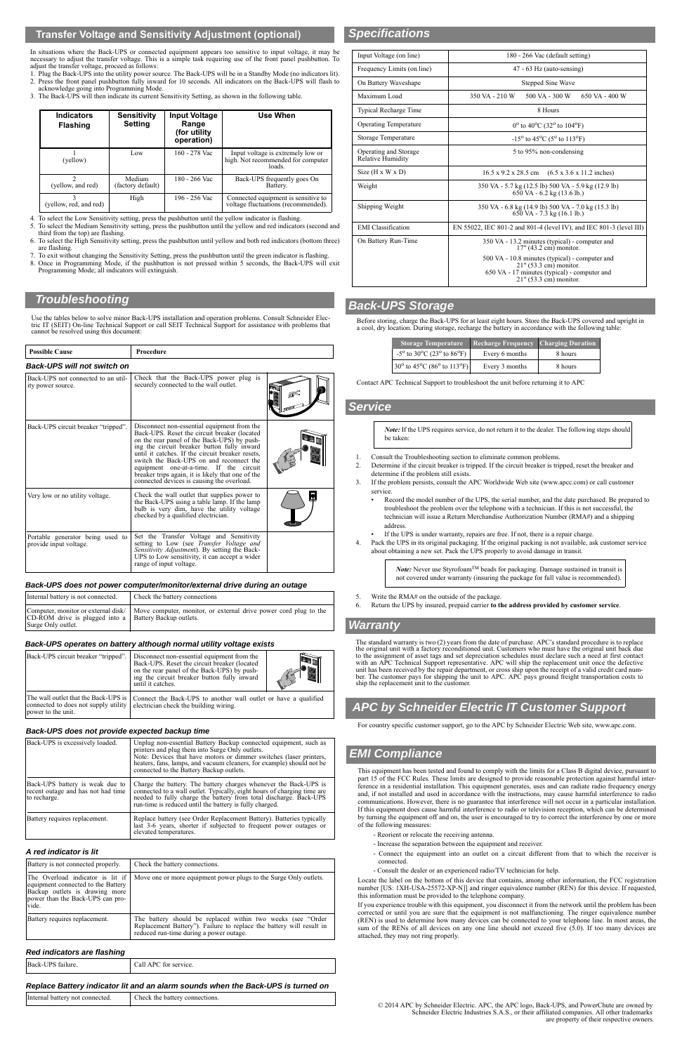## Transfer Voltage and Sensitivity Adjustment (optional)

In situations where the Back-UPS or connected equipment appears too sensitive to input voltage, it may be necessary to adjust the transfer voltage. This is a simple task requiring use of the front panel pushbutton. To adjust the transfer voltage, proceed as follows:

1. Plug the Back-UPS into the utility power source. The Back-UPS will be in a Standby Mode (no indicators lit).
2. Press the front panel pushbutton fully inward for 10 seconds. All indicators on the Back-UPS will flash to acknowledge going into Programming Mode.
3. The Back-UPS will then indicate its current Sensitivity Setting, as shown in the following table.

| Indicators Flashing | Sensitivity Setting | Input Voltage Range (for utility operation) | Use When |
|---|---|---|---|
| 1 (yellow) | Low | 160 - 278 Vac | Input voltage is extremely low or high. Not recommended for computer loads. |
| 2 (yellow, and red) | Medium (factory default) | 180 - 266 Vac | Back-UPS frequently goes On Battery. |
| 3 (yellow, red, and red) | High | 196 - 256 Vac | Connected equipment is sensitive to voltage fluctuations (recommended). |

4. To select the Low Sensitivity setting, press the pushbutton until the yellow indicator is flashing.
5. To select the Medium Sensitivity setting, press the pushbutton until the yellow and red indicators (second and third from the top) are flashing.
6. To select the High Sensitivity setting, press the pushbutton until yellow and both red indicators (bottom three) are flashing.
7. To exit without changing the Sensitivity Setting, press the pushbutton until the green indicator is flashing.
8. Once in Programming Mode, if the pushbutton is not pressed within 5 seconds, the Back-UPS will exit Programming Mode; all indicators will extinguish.

## Troubleshooting

Use the tables below to solve minor Back-UPS installation and operation problems. Consult Schneider Electric IT (SEIT) On-line Technical Support or call SEIT Technical Support for assistance with problems that cannot be resolved using this document:

| Possible Cause | Procedure |
|---|---|
| ***Back-UPS will not switch on*** | |
| Back-UPS not connected to an utility power source. | Check that the Back-UPS power plug is securely connected to the wall outlet. |
| Back-UPS circuit breaker "tripped". | Disconnect non-essential equipment from the Back-UPS. Reset the circuit breaker (located on the rear panel of the Back-UPS) by pushing the circuit breaker button fully inward until it catches. If the circuit breaker resets, switch the Back-UPS on and reconnect the equipment one-at-a-time. If the circuit breaker trips again, it is likely that one of the connected devices is causing the overload. |
| Very low or no utility voltage. | Check the wall outlet that supplies power to the Back-UPS using a table lamp. If the lamp bulb is very dim, have the utility voltage checked by a qualified electrician. |
| Portable generator being used to provide input voltage. | Set the Transfer Voltage and Sensitivity setting to Low (see *Transfer Voltage and Sensitivity Adjustment*). By setting the Back-UPS to Low sensitivity, it can accept a wider range of input voltage. |

***Back-UPS does not power computer/monitor/external drive during an outage***

| | |
|---|---|
| Internal battery is not connected. | Check the battery connections |
| Computer, monitor or external disk/CD-ROM drive is plugged into a Surge Only outlet. | Move computer, monitor, or external drive power cord plug to the Battery Backup outlets. |

***Back-UPS operates on battery although normal utility voltage exists***

| | |
|---|---|
| Back-UPS circuit breaker "tripped". | Disconnect non-essential equipment from the Back-UPS. Reset the circuit breaker (located on the rear panel of the Back-UPS) by pushing the circuit breaker button fully inward until it catches. |
| The wall outlet that the Back-UPS is connected to does not supply utility power to the unit. | Connect the Back-UPS to another wall outlet or have a qualified electrician check the building wiring. |

***Back-UPS does not provide expected backup time***

| | |
|---|---|
| Back-UPS is excessively loaded. | Unplug non-essential Battery Backup connected equipment, such as printers and plug them into Surge Only outlets. Note: Devices that have motors or dimmer switches (laser printers, heaters, fans, lamps, and vacuum cleaners, for example) should not be connected to the Battery Backup outlets. |
| Back-UPS battery is weak due to recent outage and has not had time to recharge. | Charge the battery. The battery charges whenever the Back-UPS is connected to a wall outlet. Typically, eight hours of charging time are needed to fully charge the battery from total discharge. Back-UPS run-time is reduced until the battery is fully charged. |
| Battery requires replacement. | Replace battery (see Order Replacement Battery). Batteries typically last 3-6 years, shorter if subjected to frequent power outages or elevated temperatures. |

***A red indicator is lit***

| | |
|---|---|
| Battery is not connected properly. | Check the battery connections. |
| The Overload indicator is lit if equipment connected to the Battery Backup outlets is drawing more power than the Back-UPS can provide. | Move one or more equipment power plugs to the Surge Only outlets. |
| Battery requires replacement. | The battery should be replaced within two weeks (see "Order Replacement Battery"). Failure to replace the battery will result in reduced run-time during a power outage. |

***Red indicators are flashing***

| | |
|---|---|
| Back-UPS failure. | Call APC for service. |

***Replace Battery indicator lit and an alarm sounds when the Back-UPS is turned on***

| | |
|---|---|
| Internal battery not connected. | Check the battery connections. |

## Specifications

| | |
|---|---|
| Input Voltage (on line) | 180 - 266 Vac (default setting) |
| Frequency Limits (on line) | 47 - 63 Hz (auto-sensing) |
| On Battery Waveshape | Stepped Sine Wave |
| Maximum Load | 350 VA - 210 W 500 VA - 300 W 650 VA - 400 W |
| Typical Recharge Time | 8 Hours |
| Operating Temperature | 0°C to 40°C (32°F to 104°F) |
| Storage Temperature | -15°C to 45°C (5°F to 113°F) |
| Operating and Storage Relative Humidity | 5 to 95% non-condensing |
| Size (H x W x D) | 16.5 x 9.2 x 28.5 cm (6.5 x 3.6 x 11.2 inches) |
| Weight | 350 VA - 5.7 kg (12.5 lb) 500 VA - 5.9 kg (12.9 lb) 650 VA - 6.2 kg (13.6 lb.) |
| Shipping Weight | 350 VA - 6.8 kg (14.9 lb) 500 VA - 7.0 kg (15.3 lb) 650 VA - 7.3 kg (16.1 lb.) |
| EMI Classification | EN 55022, IEC 801-2 and 801-4 (level IV), and IEC 801-3 (level III) |
| On Battery Run-Time | 350 VA - 13.2 minutes (typical) - computer and 17" (43.2 cm) monitor. 500 VA - 10.8 minutes (typical) - computer and 21" (53.3 cm) monitor. 650 VA - 17 minutes (typical) - computer and 21" (53.3 cm) monitor. |

## Back-UPS Storage

Before storing, charge the Back-UPS for at least eight hours. Store the Back-UPS covered and upright in a cool, dry location. During storage, recharge the battery in accordance with the following table:

| Storage Temperature | Recharge Frequency | Charging Duration |
|---|---|---|
| -5°C to 30°C (23°F to 86°F) | Every 6 months | 8 hours |
| 30°C to 45°C (86°F to 113°F) | Every 3 months | 8 hours |

Contact APC Technical Support to troubleshoot the unit before returning it to APC

## Service

*Note:* If the UPS requires service, do not return it to the dealer. The following steps should be taken:

1. Consult the Troubleshooting section to eliminate common problems.
2. Determine if the circuit breaker is tripped. If the circuit breaker is tripped, reset the breaker and determine if the problem still exists.
3. If the problem persists, consult the APC Worldwide Web site (www.apcc.com) or call customer service.
   - Record the model number of the UPS, the serial number, and the date purchased. Be prepared to troubleshoot the problem over the telephone with a technician. If this is not successful, the technician will issue a Return Merchandise Authorization Number (RMA#) and a shipping address.
   - If the UPS is under warranty, repairs are free. If not, there is a repair charge.
4. Pack the UPS in its original packaging. If the original packing is not available, ask customer service about obtaining a new set. Pack the UPS properly to avoid damage in transit.

   *Note:* Never use Styrofoam™ beads for packaging. Damage sustained in transit is not covered under warranty (insuring the package for full value is recommended).

5. Write the RMA# on the outside of the package.
6. Return the UPS by insured, prepaid carrier **to the address provided by customer service**.

## Warranty

The standard warranty is two (2) years from the date of purchase. APC's standard procedure is to replace the original unit with a factory reconditioned unit. Customers who must have the original unit back due to the assignment of asset tags and set depreciation schedules must declare such a need at first contact with an APC Technical Support representative. APC will ship the replacement unit once the defective unit has been received by the repair department, or cross ship upon the receipt of a valid credit card number. The customer pays for shipping the unit to APC. APC pays ground freight transportation costs to ship the replacement unit to the customer.

## APC by Schneider Electric IT Customer Support

For country specific customer support, go to the APC by Schneider Electric Web site, www.apc.com.

## EMI Compliance

This equipment has been tested and found to comply with the limits for a Class B digital device, pursuant to part 15 of the FCC Rules. These limits are designed to provide reasonable protection against harmful interference in a residential installation. This equipment generates, uses and can radiate radio frequency energy and, if not installed and used in accordance with the instructions, may cause harmful interference to radio communications. However, there is no guarantee that interference will not occur in a particular installation. If this equipment does cause harmful interference to radio or television reception, which can be determined by turning the equipment off and on, the user is encouraged to try to correct the interference by one or more of the following measures:

- Reorient or relocate the receiving antenna.
- Increase the separation between the equipment and receiver.
- Connect the equipment into an outlet on a circuit different from that to which the receiver is connected.
- Consult the dealer or an experienced radio/TV technician for help.

Locate the label on the bottom of this device that contains, among other information, the FCC registration number [US: 1XH-USA-25572-XP-N]] and ringer equivalence number (REN) for this device. If requested, this information must be provided to the telephone company.

If you experience trouble with this equipment, you disconnect it from the network until the problem has been corrected or until you are sure that the equipment is not malfunctioning. The ringer equivalence number (REN) is used to determine how many devices can be connected to your telephone line. In most areas, the sum of the RENs of all devices on any one line should not exceed five (5.0). If too many devices are attached, they may not ring properly.

© 2014 APC by Schneider Electric. APC, the APC logo, Back-UPS, and PowerChute are owned by Schneider Electric Industries S.A.S., or their affiliated companies. All other trademarks are property of their respective owners.